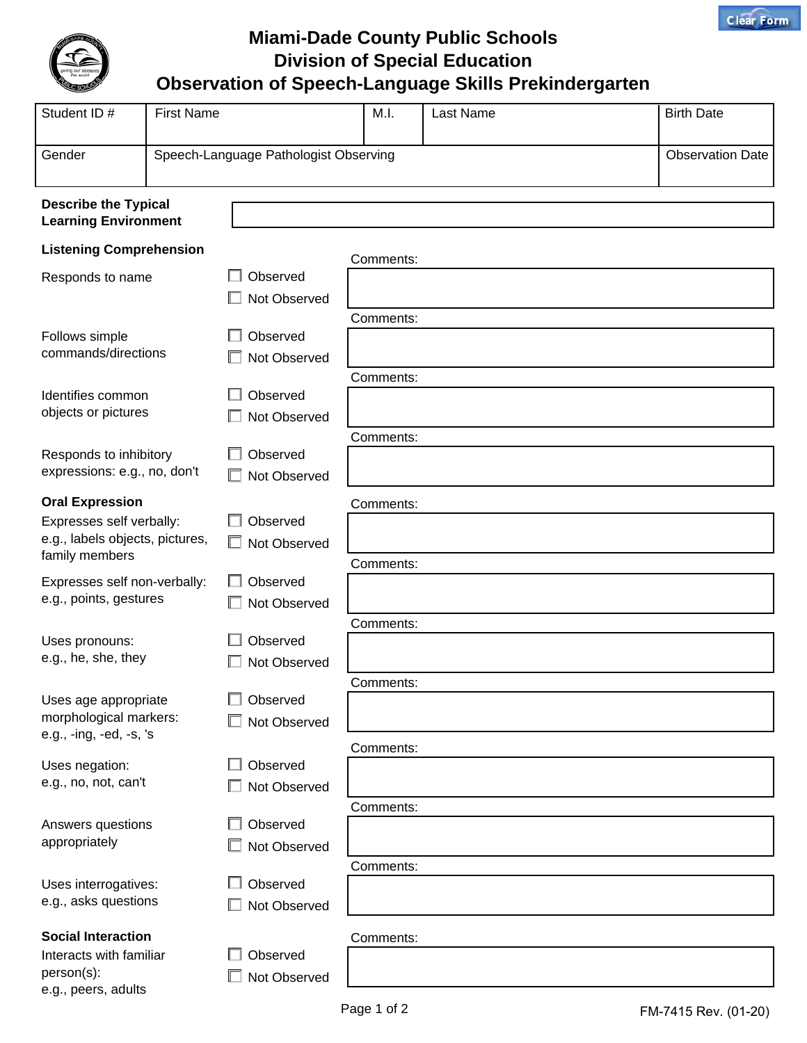# Miami-Dade County Public Schools
## Division of Special Education
## Observation of Speech-Language Skills Prekindergarten

| Student ID # | First Name | M.I. | Last Name | Birth Date |
|---|---|---|---|---|
| | | | | |

| Gender | Speech-Language Pathologist Observing | Observation Date |
|---|---|---|
| | | |

**Describe the Typical Learning Environment**

### Listening Comprehension

| Skill | Observation | Comments |
|---|---|---|
| Responds to name | ☐ Observed ☐ Not Observed | |
| Follows simple commands/directions | ☐ Observed ☐ Not Observed | |
| Identifies common objects or pictures | ☐ Observed ☐ Not Observed | |
| Responds to inhibitory expressions: e.g., no, don't | ☐ Observed ☐ Not Observed | |

### Oral Expression

| Skill | Observation | Comments |
|---|---|---|
| Expresses self verbally: e.g., labels objects, pictures, family members | ☐ Observed ☐ Not Observed | |
| Expresses self non-verbally: e.g., points, gestures | ☐ Observed ☐ Not Observed | |
| Uses pronouns: e.g., he, she, they | ☐ Observed ☐ Not Observed | |
| Uses age appropriate morphological markers: e.g., -ing, -ed, -s, 's | ☐ Observed ☐ Not Observed | |
| Uses negation: e.g., no, not, can't | ☐ Observed ☐ Not Observed | |
| Answers questions appropriately | ☐ Observed ☐ Not Observed | |
| Uses interrogatives: e.g., asks questions | ☐ Observed ☐ Not Observed | |

### Social Interaction

| Skill | Observation | Comments |
|---|---|---|
| Interacts with familiar person(s): e.g., peers, adults | ☐ Observed ☐ Not Observed | |

FM-7415 Rev. (01-20)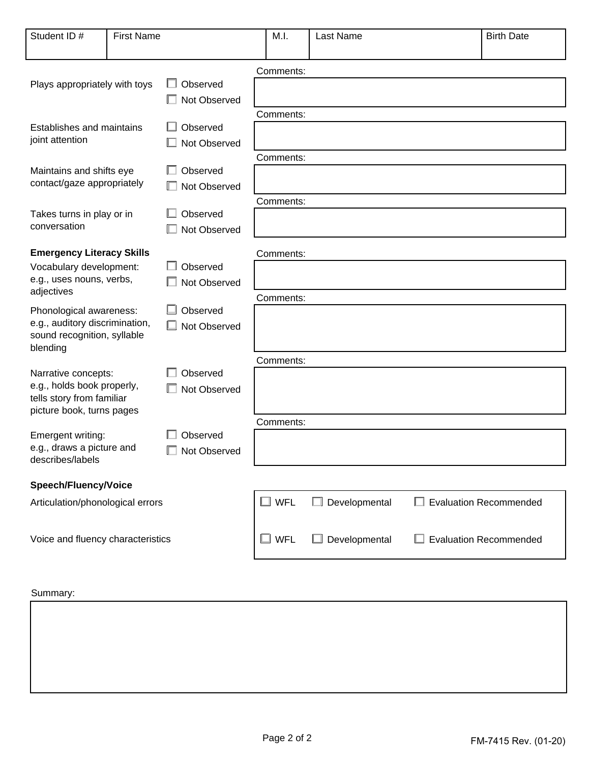| Student ID # | First Name | M.I. | Last Name | Birth Date |
|---|---|---|---|---|
| | | | | |

| | | Comments: |
|---|---|---|
| Plays appropriately with toys | ☐ Observed ☐ Not Observed | |
| Establishes and maintains joint attention | ☐ Observed ☐ Not Observed | |
| Maintains and shifts eye contact/gaze appropriately | ☐ Observed ☐ Not Observed | |
| Takes turns in play or in conversation | ☐ Observed ☐ Not Observed | |

**Emergency Literacy Skills**

| | | Comments: |
|---|---|---|
| Vocabulary development: e.g., uses nouns, verbs, adjectives | ☐ Observed ☐ Not Observed | |
| Phonological awareness: e.g., auditory discrimination, sound recognition, syllable blending | ☐ Observed ☐ Not Observed | |
| Narrative concepts: e.g., holds book properly, tells story from familiar picture book, turns pages | ☐ Observed ☐ Not Observed | |
| Emergent writing: e.g., draws a picture and describes/labels | ☐ Observed ☐ Not Observed | |

**Speech/Fluency/Voice**

| | | | |
|---|---|---|---|
| Articulation/phonological errors | ☐ WFL | ☐ Developmental | ☐ Evaluation Recommended |
| Voice and fluency characteristics | ☐ WFL | ☐ Developmental | ☐ Evaluation Recommended |

Summary:

FM-7415 Rev. (01-20)